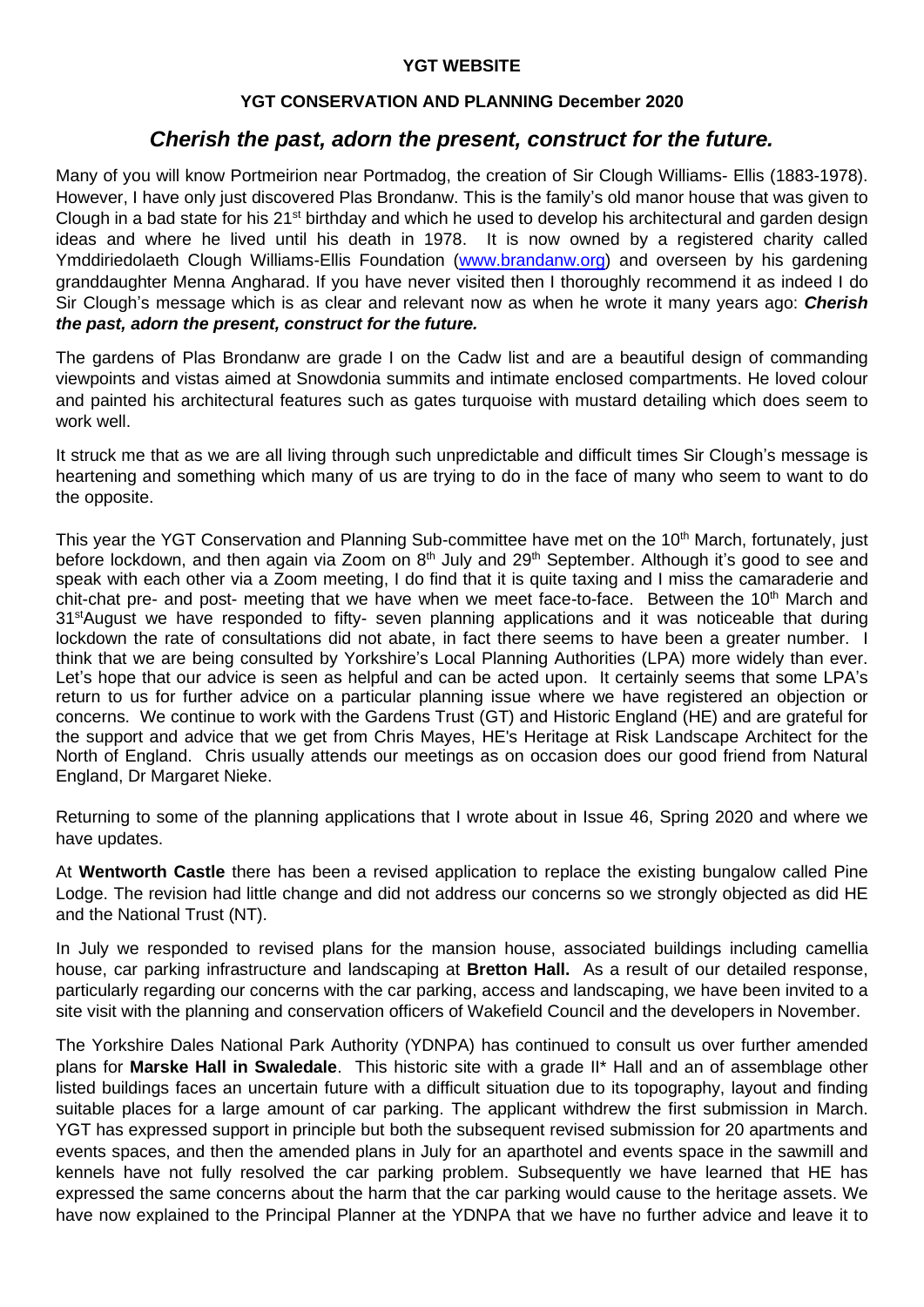**YGT WEBSITE**

**YGT CONSERVATION AND PLANNING December 2020**

## *Cherish the past, adorn the present, construct for the future.*

Many of you will know Portmeirion near Portmadog, the creation of Sir Clough Williams- Ellis (1883-1978). However, I have only just discovered Plas Brondanw. This is the family's old manor house that was given to Clough in a bad state for his 21st birthday and which he used to develop his architectural and garden design ideas and where he lived until his death in 1978. It is now owned by a registered charity called Ymddiriedolaeth Clough Williams-Ellis Foundation (www.brandanw.org) and overseen by his gardening granddaughter Menna Angharad. If you have never visited then I thoroughly recommend it as indeed I do Sir Clough's message which is as clear and relevant now as when he wrote it many years ago: ***Cherish the past, adorn the present, construct for the future.***

The gardens of Plas Brondanw are grade I on the Cadw list and are a beautiful design of commanding viewpoints and vistas aimed at Snowdonia summits and intimate enclosed compartments. He loved colour and painted his architectural features such as gates turquoise with mustard detailing which does seem to work well.

It struck me that as we are all living through such unpredictable and difficult times Sir Clough's message is heartening and something which many of us are trying to do in the face of many who seem to want to do the opposite.

This year the YGT Conservation and Planning Sub-committee have met on the 10th March, fortunately, just before lockdown, and then again via Zoom on 8th July and 29th September. Although it's good to see and speak with each other via a Zoom meeting, I do find that it is quite taxing and I miss the camaraderie and chit-chat pre- and post- meeting that we have when we meet face-to-face. Between the 10th March and 31st August we have responded to fifty- seven planning applications and it was noticeable that during lockdown the rate of consultations did not abate, in fact there seems to have been a greater number. I think that we are being consulted by Yorkshire's Local Planning Authorities (LPA) more widely than ever. Let's hope that our advice is seen as helpful and can be acted upon. It certainly seems that some LPA's return to us for further advice on a particular planning issue where we have registered an objection or concerns. We continue to work with the Gardens Trust (GT) and Historic England (HE) and are grateful for the support and advice that we get from Chris Mayes, HE's Heritage at Risk Landscape Architect for the North of England. Chris usually attends our meetings as on occasion does our good friend from Natural England, Dr Margaret Nieke.

Returning to some of the planning applications that I wrote about in Issue 46, Spring 2020 and where we have updates.

At **Wentworth Castle** there has been a revised application to replace the existing bungalow called Pine Lodge. The revision had little change and did not address our concerns so we strongly objected as did HE and the National Trust (NT).

In July we responded to revised plans for the mansion house, associated buildings including camellia house, car parking infrastructure and landscaping at **Bretton Hall.** As a result of our detailed response, particularly regarding our concerns with the car parking, access and landscaping, we have been invited to a site visit with the planning and conservation officers of Wakefield Council and the developers in November.

The Yorkshire Dales National Park Authority (YDNPA) has continued to consult us over further amended plans for **Marske Hall in Swaledale**. This historic site with a grade II* Hall and an of assemblage other listed buildings faces an uncertain future with a difficult situation due to its topography, layout and finding suitable places for a large amount of car parking. The applicant withdrew the first submission in March. YGT has expressed support in principle but both the subsequent revised submission for 20 apartments and events spaces, and then the amended plans in July for an aparthotel and events space in the sawmill and kennels have not fully resolved the car parking problem. Subsequently we have learned that HE has expressed the same concerns about the harm that the car parking would cause to the heritage assets. We have now explained to the Principal Planner at the YDNPA that we have no further advice and leave it to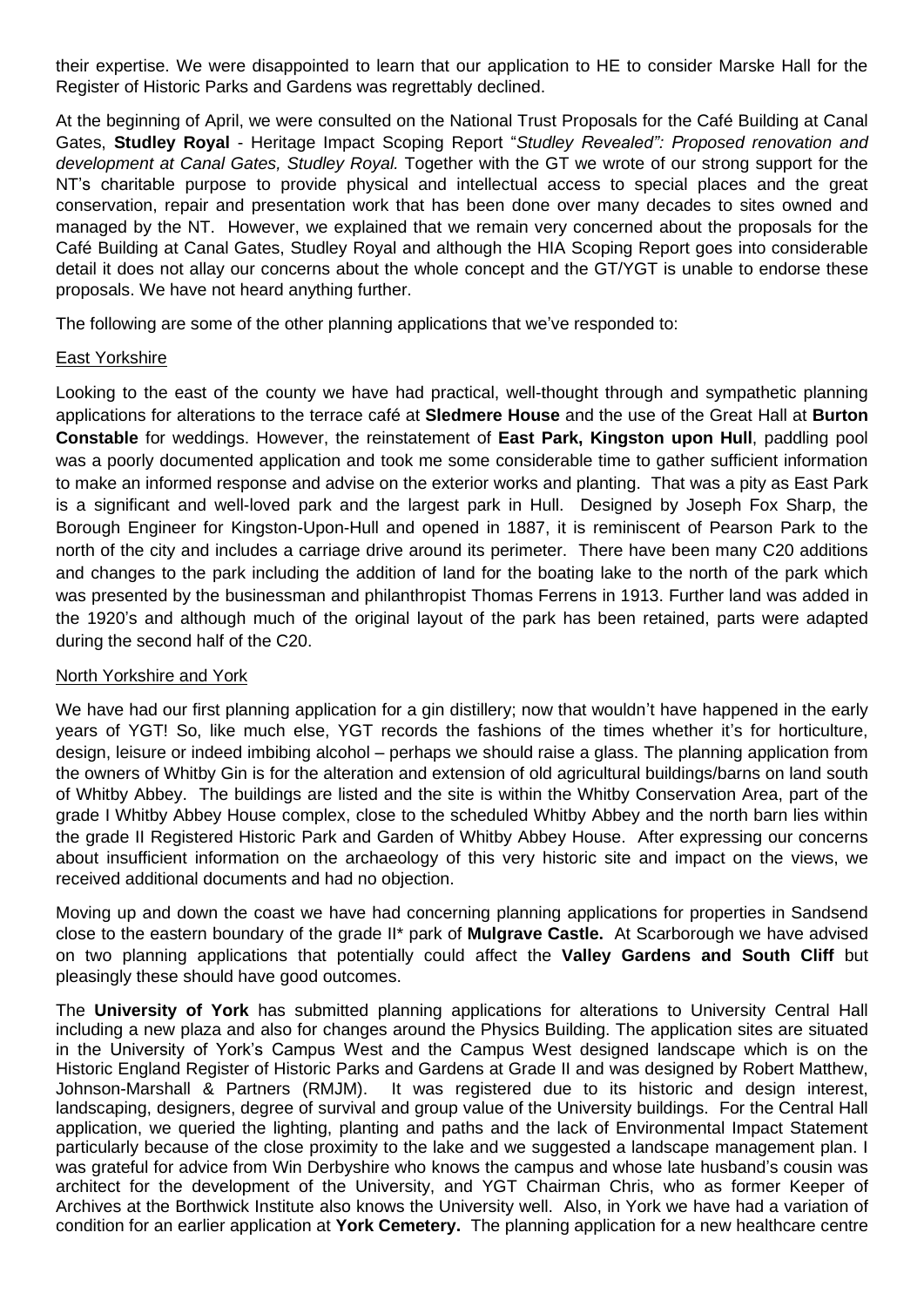their expertise. We were disappointed to learn that our application to HE to consider Marske Hall for the Register of Historic Parks and Gardens was regrettably declined.

At the beginning of April, we were consulted on the National Trust Proposals for the Café Building at Canal Gates, **Studley Royal** - Heritage Impact Scoping Report "*Studley Revealed": Proposed renovation and development at Canal Gates, Studley Royal.* Together with the GT we wrote of our strong support for the NT's charitable purpose to provide physical and intellectual access to special places and the great conservation, repair and presentation work that has been done over many decades to sites owned and managed by the NT. However, we explained that we remain very concerned about the proposals for the Café Building at Canal Gates, Studley Royal and although the HIA Scoping Report goes into considerable detail it does not allay our concerns about the whole concept and the GT/YGT is unable to endorse these proposals. We have not heard anything further.

The following are some of the other planning applications that we've responded to:

<u>East Yorkshire</u>

Looking to the east of the county we have had practical, well-thought through and sympathetic planning applications for alterations to the terrace café at **Sledmere House** and the use of the Great Hall at **Burton Constable** for weddings. However, the reinstatement of **East Park, Kingston upon Hull**, paddling pool was a poorly documented application and took me some considerable time to gather sufficient information to make an informed response and advise on the exterior works and planting. That was a pity as East Park is a significant and well-loved park and the largest park in Hull. Designed by Joseph Fox Sharp, the Borough Engineer for Kingston-Upon-Hull and opened in 1887, it is reminiscent of Pearson Park to the north of the city and includes a carriage drive around its perimeter. There have been many C20 additions and changes to the park including the addition of land for the boating lake to the north of the park which was presented by the businessman and philanthropist Thomas Ferrens in 1913. Further land was added in the 1920's and although much of the original layout of the park has been retained, parts were adapted during the second half of the C20.

<u>North Yorkshire and York</u>

We have had our first planning application for a gin distillery; now that wouldn't have happened in the early years of YGT! So, like much else, YGT records the fashions of the times whether it's for horticulture, design, leisure or indeed imbibing alcohol – perhaps we should raise a glass. The planning application from the owners of Whitby Gin is for the alteration and extension of old agricultural buildings/barns on land south of Whitby Abbey. The buildings are listed and the site is within the Whitby Conservation Area, part of the grade I Whitby Abbey House complex, close to the scheduled Whitby Abbey and the north barn lies within the grade II Registered Historic Park and Garden of Whitby Abbey House. After expressing our concerns about insufficient information on the archaeology of this very historic site and impact on the views, we received additional documents and had no objection.

Moving up and down the coast we have had concerning planning applications for properties in Sandsend close to the eastern boundary of the grade II* park of **Mulgrave Castle.** At Scarborough we have advised on two planning applications that potentially could affect the **Valley Gardens and South Cliff** but pleasingly these should have good outcomes.

The **University of York** has submitted planning applications for alterations to University Central Hall including a new plaza and also for changes around the Physics Building. The application sites are situated in the University of York's Campus West and the Campus West designed landscape which is on the Historic England Register of Historic Parks and Gardens at Grade II and was designed by Robert Matthew, Johnson-Marshall & Partners (RMJM). It was registered due to its historic and design interest, landscaping, designers, degree of survival and group value of the University buildings. For the Central Hall application, we queried the lighting, planting and paths and the lack of Environmental Impact Statement particularly because of the close proximity to the lake and we suggested a landscape management plan. I was grateful for advice from Win Derbyshire who knows the campus and whose late husband's cousin was architect for the development of the University, and YGT Chairman Chris, who as former Keeper of Archives at the Borthwick Institute also knows the University well. Also, in York we have had a variation of condition for an earlier application at **York Cemetery.** The planning application for a new healthcare centre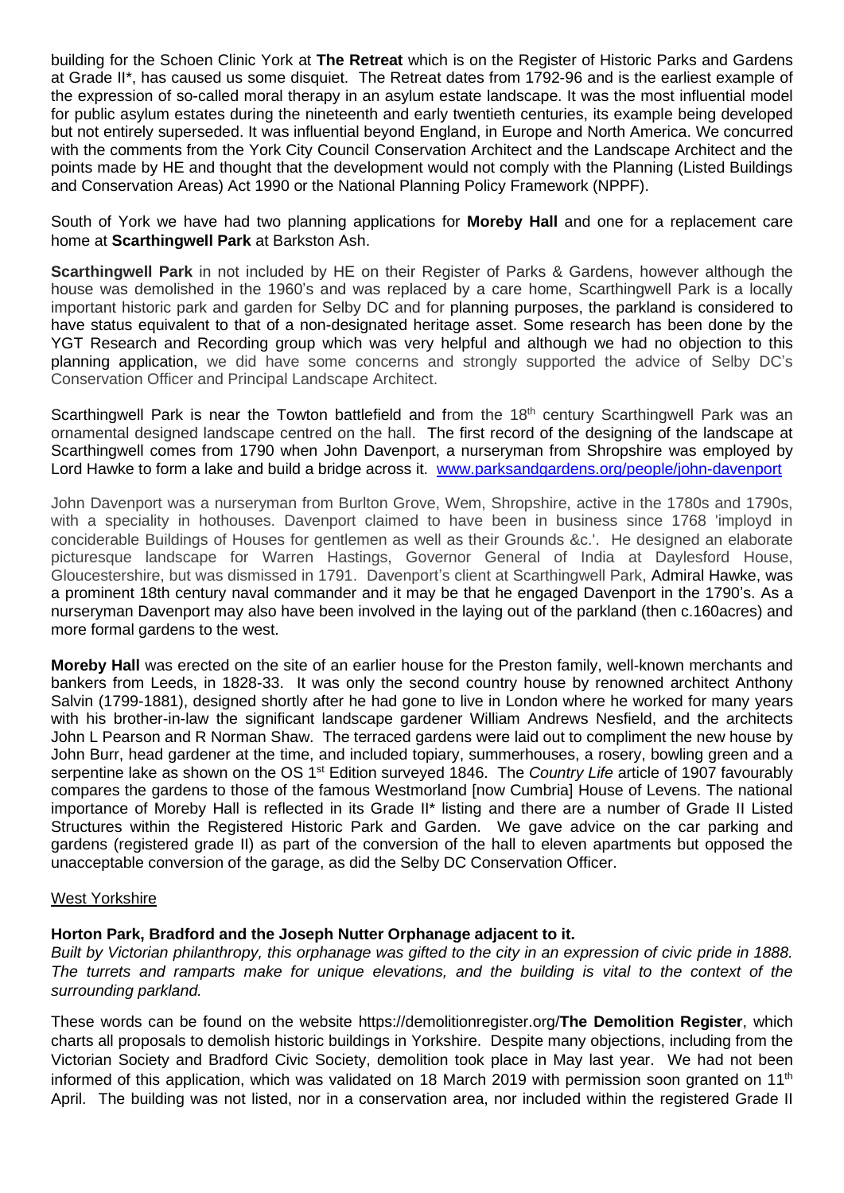building for the Schoen Clinic York at **The Retreat** which is on the Register of Historic Parks and Gardens at Grade II*, has caused us some disquiet. The Retreat dates from 1792-96 and is the earliest example of the expression of so-called moral therapy in an asylum estate landscape. It was the most influential model for public asylum estates during the nineteenth and early twentieth centuries, its example being developed but not entirely superseded. It was influential beyond England, in Europe and North America. We concurred with the comments from the York City Council Conservation Architect and the Landscape Architect and the points made by HE and thought that the development would not comply with the Planning (Listed Buildings and Conservation Areas) Act 1990 or the National Planning Policy Framework (NPPF).

South of York we have had two planning applications for **Moreby Hall** and one for a replacement care home at **Scarthingwell Park** at Barkston Ash.

**Scarthingwell Park** in not included by HE on their Register of Parks & Gardens, however although the house was demolished in the 1960's and was replaced by a care home, Scarthingwell Park is a locally important historic park and garden for Selby DC and for planning purposes, the parkland is considered to have status equivalent to that of a non-designated heritage asset. Some research has been done by the YGT Research and Recording group which was very helpful and although we had no objection to this planning application, we did have some concerns and strongly supported the advice of Selby DC's Conservation Officer and Principal Landscape Architect.

Scarthingwell Park is near the Towton battlefield and from the 18th century Scarthingwell Park was an ornamental designed landscape centred on the hall. The first record of the designing of the landscape at Scarthingwell comes from 1790 when John Davenport, a nurseryman from Shropshire was employed by Lord Hawke to form a lake and build a bridge across it. www.parksandgardens.org/people/john-davenport

John Davenport was a nurseryman from Burlton Grove, Wem, Shropshire, active in the 1780s and 1790s, with a speciality in hothouses. Davenport claimed to have been in business since 1768 'imployd in conciderable Buildings of Houses for gentlemen as well as their Grounds &c.'. He designed an elaborate picturesque landscape for Warren Hastings, Governor General of India at Daylesford House, Gloucestershire, but was dismissed in 1791. Davenport's client at Scarthingwell Park, Admiral Hawke, was a prominent 18th century naval commander and it may be that he engaged Davenport in the 1790's. As a nurseryman Davenport may also have been involved in the laying out of the parkland (then c.160acres) and more formal gardens to the west.

**Moreby Hall** was erected on the site of an earlier house for the Preston family, well-known merchants and bankers from Leeds, in 1828-33. It was only the second country house by renowned architect Anthony Salvin (1799-1881), designed shortly after he had gone to live in London where he worked for many years with his brother-in-law the significant landscape gardener William Andrews Nesfield, and the architects John L Pearson and R Norman Shaw. The terraced gardens were laid out to compliment the new house by John Burr, head gardener at the time, and included topiary, summerhouses, a rosery, bowling green and a serpentine lake as shown on the OS 1st Edition surveyed 1846. The *Country Life* article of 1907 favourably compares the gardens to those of the famous Westmorland [now Cumbria] House of Levens. The national importance of Moreby Hall is reflected in its Grade II* listing and there are a number of Grade II Listed Structures within the Registered Historic Park and Garden. We gave advice on the car parking and gardens (registered grade II) as part of the conversion of the hall to eleven apartments but opposed the unacceptable conversion of the garage, as did the Selby DC Conservation Officer.

## West Yorkshire

### Horton Park, Bradford and the Joseph Nutter Orphanage adjacent to it.

*Built by Victorian philanthropy, this orphanage was gifted to the city in an expression of civic pride in 1888. The turrets and ramparts make for unique elevations, and the building is vital to the context of the surrounding parkland.*

These words can be found on the website https://demolitionregister.org/**The Demolition Register**, which charts all proposals to demolish historic buildings in Yorkshire. Despite many objections, including from the Victorian Society and Bradford Civic Society, demolition took place in May last year. We had not been informed of this application, which was validated on 18 March 2019 with permission soon granted on 11th April. The building was not listed, nor in a conservation area, nor included within the registered Grade II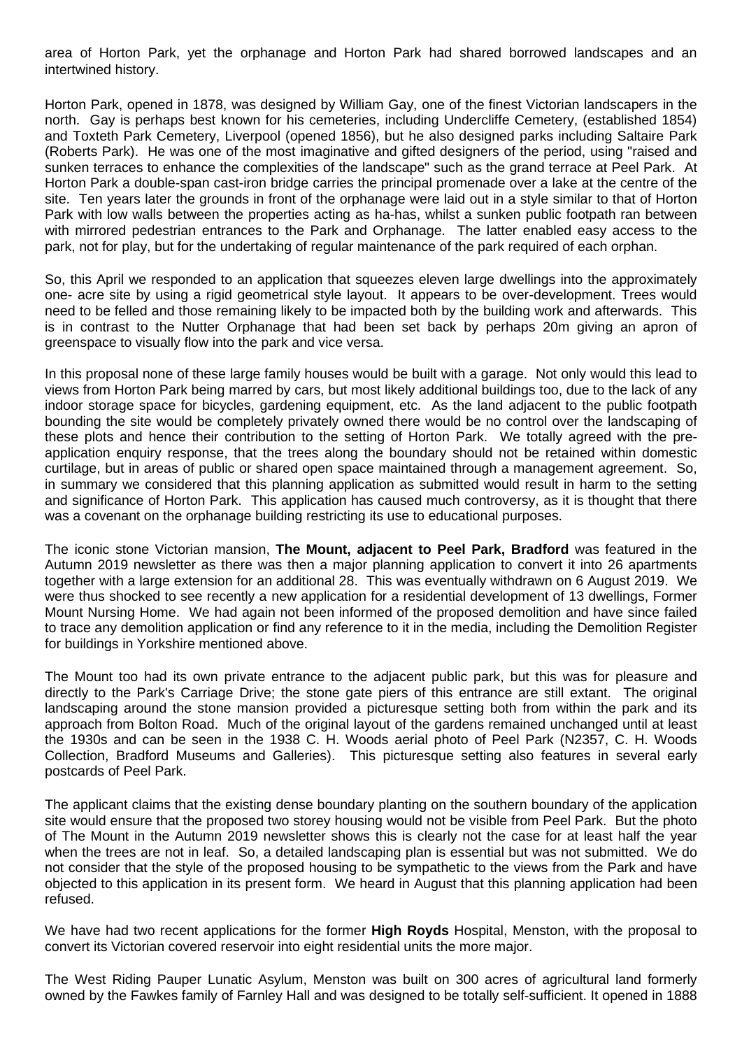area of Horton Park, yet the orphanage and Horton Park had shared borrowed landscapes and an intertwined history.

Horton Park, opened in 1878, was designed by William Gay, one of the finest Victorian landscapers in the north. Gay is perhaps best known for his cemeteries, including Undercliffe Cemetery, (established 1854) and Toxteth Park Cemetery, Liverpool (opened 1856), but he also designed parks including Saltaire Park (Roberts Park). He was one of the most imaginative and gifted designers of the period, using "raised and sunken terraces to enhance the complexities of the landscape" such as the grand terrace at Peel Park. At Horton Park a double-span cast-iron bridge carries the principal promenade over a lake at the centre of the site. Ten years later the grounds in front of the orphanage were laid out in a style similar to that of Horton Park with low walls between the properties acting as ha-has, whilst a sunken public footpath ran between with mirrored pedestrian entrances to the Park and Orphanage. The latter enabled easy access to the park, not for play, but for the undertaking of regular maintenance of the park required of each orphan.

So, this April we responded to an application that squeezes eleven large dwellings into the approximately one- acre site by using a rigid geometrical style layout. It appears to be over-development. Trees would need to be felled and those remaining likely to be impacted both by the building work and afterwards. This is in contrast to the Nutter Orphanage that had been set back by perhaps 20m giving an apron of greenspace to visually flow into the park and vice versa.

In this proposal none of these large family houses would be built with a garage. Not only would this lead to views from Horton Park being marred by cars, but most likely additional buildings too, due to the lack of any indoor storage space for bicycles, gardening equipment, etc. As the land adjacent to the public footpath bounding the site would be completely privately owned there would be no control over the landscaping of these plots and hence their contribution to the setting of Horton Park. We totally agreed with the pre-application enquiry response, that the trees along the boundary should not be retained within domestic curtilage, but in areas of public or shared open space maintained through a management agreement. So, in summary we considered that this planning application as submitted would result in harm to the setting and significance of Horton Park. This application has caused much controversy, as it is thought that there was a covenant on the orphanage building restricting its use to educational purposes.

The iconic stone Victorian mansion, **The Mount, adjacent to Peel Park, Bradford** was featured in the Autumn 2019 newsletter as there was then a major planning application to convert it into 26 apartments together with a large extension for an additional 28. This was eventually withdrawn on 6 August 2019. We were thus shocked to see recently a new application for a residential development of 13 dwellings, Former Mount Nursing Home. We had again not been informed of the proposed demolition and have since failed to trace any demolition application or find any reference to it in the media, including the Demolition Register for buildings in Yorkshire mentioned above.

The Mount too had its own private entrance to the adjacent public park, but this was for pleasure and directly to the Park's Carriage Drive; the stone gate piers of this entrance are still extant. The original landscaping around the stone mansion provided a picturesque setting both from within the park and its approach from Bolton Road. Much of the original layout of the gardens remained unchanged until at least the 1930s and can be seen in the 1938 C. H. Woods aerial photo of Peel Park (N2357, C. H. Woods Collection, Bradford Museums and Galleries). This picturesque setting also features in several early postcards of Peel Park.

The applicant claims that the existing dense boundary planting on the southern boundary of the application site would ensure that the proposed two storey housing would not be visible from Peel Park. But the photo of The Mount in the Autumn 2019 newsletter shows this is clearly not the case for at least half the year when the trees are not in leaf. So, a detailed landscaping plan is essential but was not submitted. We do not consider that the style of the proposed housing to be sympathetic to the views from the Park and have objected to this application in its present form. We heard in August that this planning application had been refused.

We have had two recent applications for the former **High Royds** Hospital, Menston, with the proposal to convert its Victorian covered reservoir into eight residential units the more major.

The West Riding Pauper Lunatic Asylum, Menston was built on 300 acres of agricultural land formerly owned by the Fawkes family of Farnley Hall and was designed to be totally self-sufficient. It opened in 1888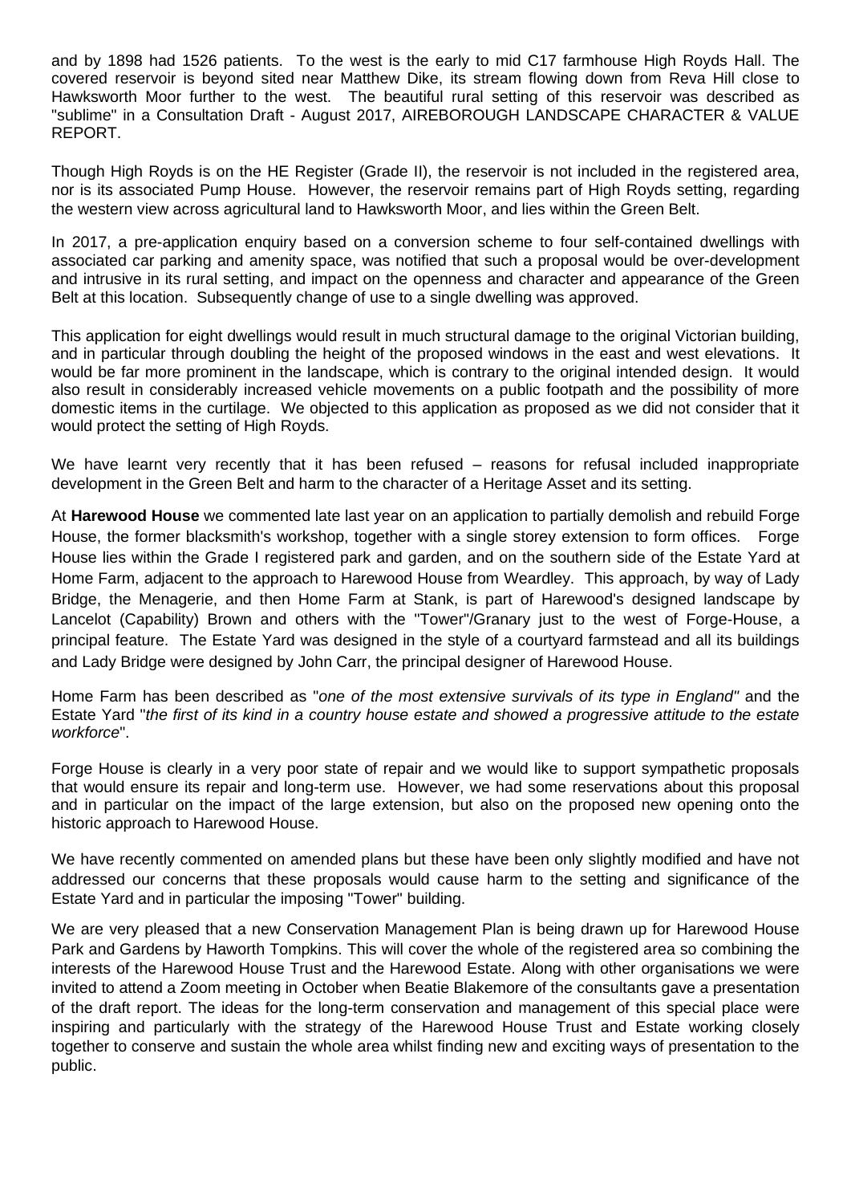and by 1898 had 1526 patients. To the west is the early to mid C17 farmhouse High Royds Hall. The covered reservoir is beyond sited near Matthew Dike, its stream flowing down from Reva Hill close to Hawksworth Moor further to the west. The beautiful rural setting of this reservoir was described as "sublime" in a Consultation Draft - August 2017, AIREBOROUGH LANDSCAPE CHARACTER & VALUE REPORT.

Though High Royds is on the HE Register (Grade II), the reservoir is not included in the registered area, nor is its associated Pump House. However, the reservoir remains part of High Royds setting, regarding the western view across agricultural land to Hawksworth Moor, and lies within the Green Belt.

In 2017, a pre-application enquiry based on a conversion scheme to four self-contained dwellings with associated car parking and amenity space, was notified that such a proposal would be over-development and intrusive in its rural setting, and impact on the openness and character and appearance of the Green Belt at this location. Subsequently change of use to a single dwelling was approved.

This application for eight dwellings would result in much structural damage to the original Victorian building, and in particular through doubling the height of the proposed windows in the east and west elevations. It would be far more prominent in the landscape, which is contrary to the original intended design. It would also result in considerably increased vehicle movements on a public footpath and the possibility of more domestic items in the curtilage. We objected to this application as proposed as we did not consider that it would protect the setting of High Royds.

We have learnt very recently that it has been refused – reasons for refusal included inappropriate development in the Green Belt and harm to the character of a Heritage Asset and its setting.

At **Harewood House** we commented late last year on an application to partially demolish and rebuild Forge House, the former blacksmith's workshop, together with a single storey extension to form offices. Forge House lies within the Grade I registered park and garden, and on the southern side of the Estate Yard at Home Farm, adjacent to the approach to Harewood House from Weardley. This approach, by way of Lady Bridge, the Menagerie, and then Home Farm at Stank, is part of Harewood's designed landscape by Lancelot (Capability) Brown and others with the "Tower"/Granary just to the west of Forge-House, a principal feature. The Estate Yard was designed in the style of a courtyard farmstead and all its buildings and Lady Bridge were designed by John Carr, the principal designer of Harewood House.

Home Farm has been described as "*one of the most extensive survivals of its type in England"* and the Estate Yard "*the first of its kind in a country house estate and showed a progressive attitude to the estate workforce*".

Forge House is clearly in a very poor state of repair and we would like to support sympathetic proposals that would ensure its repair and long-term use. However, we had some reservations about this proposal and in particular on the impact of the large extension, but also on the proposed new opening onto the historic approach to Harewood House.

We have recently commented on amended plans but these have been only slightly modified and have not addressed our concerns that these proposals would cause harm to the setting and significance of the Estate Yard and in particular the imposing "Tower" building.

We are very pleased that a new Conservation Management Plan is being drawn up for Harewood House Park and Gardens by Haworth Tompkins. This will cover the whole of the registered area so combining the interests of the Harewood House Trust and the Harewood Estate. Along with other organisations we were invited to attend a Zoom meeting in October when Beatie Blakemore of the consultants gave a presentation of the draft report. The ideas for the long-term conservation and management of this special place were inspiring and particularly with the strategy of the Harewood House Trust and Estate working closely together to conserve and sustain the whole area whilst finding new and exciting ways of presentation to the public.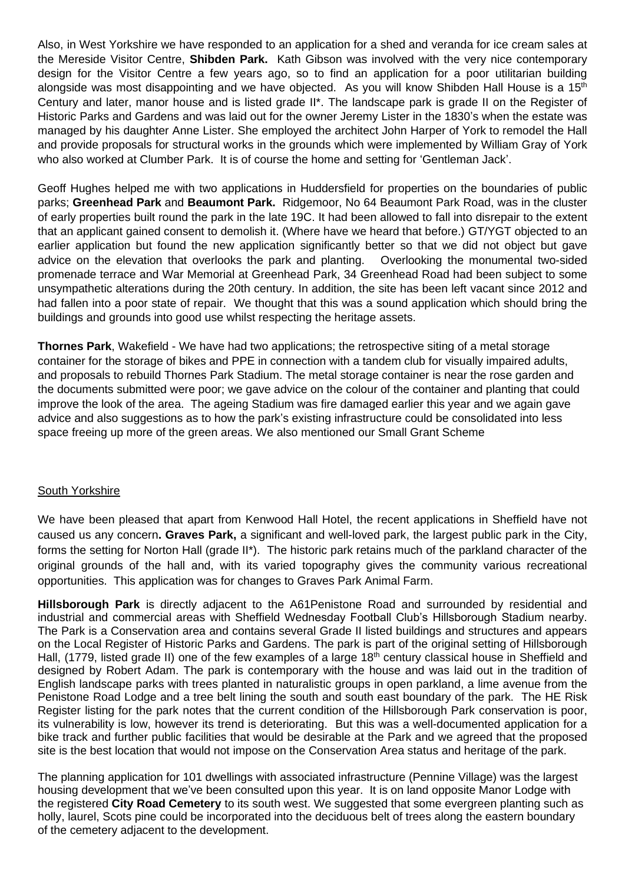Also, in West Yorkshire we have responded to an application for a shed and veranda for ice cream sales at the Mereside Visitor Centre, **Shibden Park.** Kath Gibson was involved with the very nice contemporary design for the Visitor Centre a few years ago, so to find an application for a poor utilitarian building alongside was most disappointing and we have objected. As you will know Shibden Hall House is a 15th Century and later, manor house and is listed grade II*. The landscape park is grade II on the Register of Historic Parks and Gardens and was laid out for the owner Jeremy Lister in the 1830's when the estate was managed by his daughter Anne Lister. She employed the architect John Harper of York to remodel the Hall and provide proposals for structural works in the grounds which were implemented by William Gray of York who also worked at Clumber Park. It is of course the home and setting for 'Gentleman Jack'.

Geoff Hughes helped me with two applications in Huddersfield for properties on the boundaries of public parks; **Greenhead Park** and **Beaumont Park.** Ridgemoor, No 64 Beaumont Park Road, was in the cluster of early properties built round the park in the late 19C. It had been allowed to fall into disrepair to the extent that an applicant gained consent to demolish it. (Where have we heard that before.) GT/YGT objected to an earlier application but found the new application significantly better so that we did not object but gave advice on the elevation that overlooks the park and planting. Overlooking the monumental two-sided promenade terrace and War Memorial at Greenhead Park, 34 Greenhead Road had been subject to some unsympathetic alterations during the 20th century. In addition, the site has been left vacant since 2012 and had fallen into a poor state of repair. We thought that this was a sound application which should bring the buildings and grounds into good use whilst respecting the heritage assets.

**Thornes Park**, Wakefield - We have had two applications; the retrospective siting of a metal storage container for the storage of bikes and PPE in connection with a tandem club for visually impaired adults, and proposals to rebuild Thornes Park Stadium. The metal storage container is near the rose garden and the documents submitted were poor; we gave advice on the colour of the container and planting that could improve the look of the area. The ageing Stadium was fire damaged earlier this year and we again gave advice and also suggestions as to how the park's existing infrastructure could be consolidated into less space freeing up more of the green areas. We also mentioned our Small Grant Scheme

## South Yorkshire

We have been pleased that apart from Kenwood Hall Hotel, the recent applications in Sheffield have not caused us any concern**. Graves Park,** a significant and well-loved park, the largest public park in the City, forms the setting for Norton Hall (grade II*). The historic park retains much of the parkland character of the original grounds of the hall and, with its varied topography gives the community various recreational opportunities. This application was for changes to Graves Park Animal Farm.

**Hillsborough Park** is directly adjacent to the A61Penistone Road and surrounded by residential and industrial and commercial areas with Sheffield Wednesday Football Club's Hillsborough Stadium nearby. The Park is a Conservation area and contains several Grade II listed buildings and structures and appears on the Local Register of Historic Parks and Gardens. The park is part of the original setting of Hillsborough Hall, (1779, listed grade II) one of the few examples of a large 18th century classical house in Sheffield and designed by Robert Adam. The park is contemporary with the house and was laid out in the tradition of English landscape parks with trees planted in naturalistic groups in open parkland, a lime avenue from the Penistone Road Lodge and a tree belt lining the south and south east boundary of the park. The HE Risk Register listing for the park notes that the current condition of the Hillsborough Park conservation is poor, its vulnerability is low, however its trend is deteriorating. But this was a well-documented application for a bike track and further public facilities that would be desirable at the Park and we agreed that the proposed site is the best location that would not impose on the Conservation Area status and heritage of the park.

The planning application for 101 dwellings with associated infrastructure (Pennine Village) was the largest housing development that we've been consulted upon this year. It is on land opposite Manor Lodge with the registered **City Road Cemetery** to its south west. We suggested that some evergreen planting such as holly, laurel, Scots pine could be incorporated into the deciduous belt of trees along the eastern boundary of the cemetery adjacent to the development.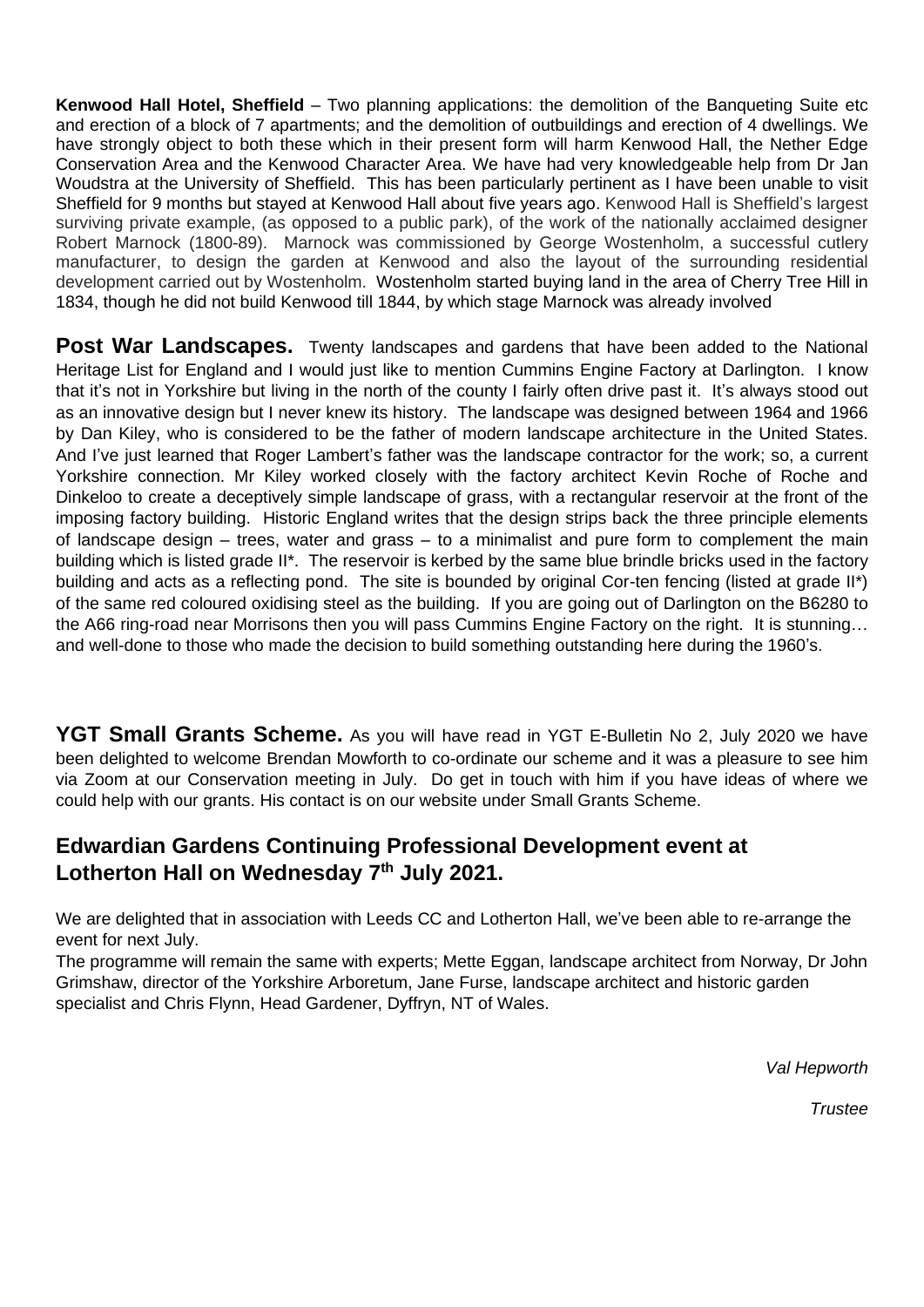**Kenwood Hall Hotel, Sheffield** – Two planning applications: the demolition of the Banqueting Suite etc and erection of a block of 7 apartments; and the demolition of outbuildings and erection of 4 dwellings. We have strongly object to both these which in their present form will harm Kenwood Hall, the Nether Edge Conservation Area and the Kenwood Character Area. We have had very knowledgeable help from Dr Jan Woudstra at the University of Sheffield. This has been particularly pertinent as I have been unable to visit Sheffield for 9 months but stayed at Kenwood Hall about five years ago. Kenwood Hall is Sheffield's largest surviving private example, (as opposed to a public park), of the work of the nationally acclaimed designer Robert Marnock (1800-89). Marnock was commissioned by George Wostenholm, a successful cutlery manufacturer, to design the garden at Kenwood and also the layout of the surrounding residential development carried out by Wostenholm. Wostenholm started buying land in the area of Cherry Tree Hill in 1834, though he did not build Kenwood till 1844, by which stage Marnock was already involved

**Post War Landscapes.** Twenty landscapes and gardens that have been added to the National Heritage List for England and I would just like to mention Cummins Engine Factory at Darlington. I know that it's not in Yorkshire but living in the north of the county I fairly often drive past it. It's always stood out as an innovative design but I never knew its history. The landscape was designed between 1964 and 1966 by Dan Kiley, who is considered to be the father of modern landscape architecture in the United States. And I've just learned that Roger Lambert's father was the landscape contractor for the work; so, a current Yorkshire connection. Mr Kiley worked closely with the factory architect Kevin Roche of Roche and Dinkeloo to create a deceptively simple landscape of grass, with a rectangular reservoir at the front of the imposing factory building. Historic England writes that the design strips back the three principle elements of landscape design – trees, water and grass – to a minimalist and pure form to complement the main building which is listed grade II*. The reservoir is kerbed by the same blue brindle bricks used in the factory building and acts as a reflecting pond. The site is bounded by original Cor-ten fencing (listed at grade II*) of the same red coloured oxidising steel as the building. If you are going out of Darlington on the B6280 to the A66 ring-road near Morrisons then you will pass Cummins Engine Factory on the right. It is stunning… and well-done to those who made the decision to build something outstanding here during the 1960's.

**YGT Small Grants Scheme.** As you will have read in YGT E-Bulletin No 2, July 2020 we have been delighted to welcome Brendan Mowforth to co-ordinate our scheme and it was a pleasure to see him via Zoom at our Conservation meeting in July. Do get in touch with him if you have ideas of where we could help with our grants. His contact is on our website under Small Grants Scheme.

## Edwardian Gardens Continuing Professional Development event at Lotherton Hall on Wednesday 7th July 2021.

We are delighted that in association with Leeds CC and Lotherton Hall, we've been able to re-arrange the event for next July.

The programme will remain the same with experts; Mette Eggan, landscape architect from Norway, Dr John Grimshaw, director of the Yorkshire Arboretum, Jane Furse, landscape architect and historic garden specialist and Chris Flynn, Head Gardener, Dyffryn, NT of Wales.

*Val Hepworth*

*Trustee*